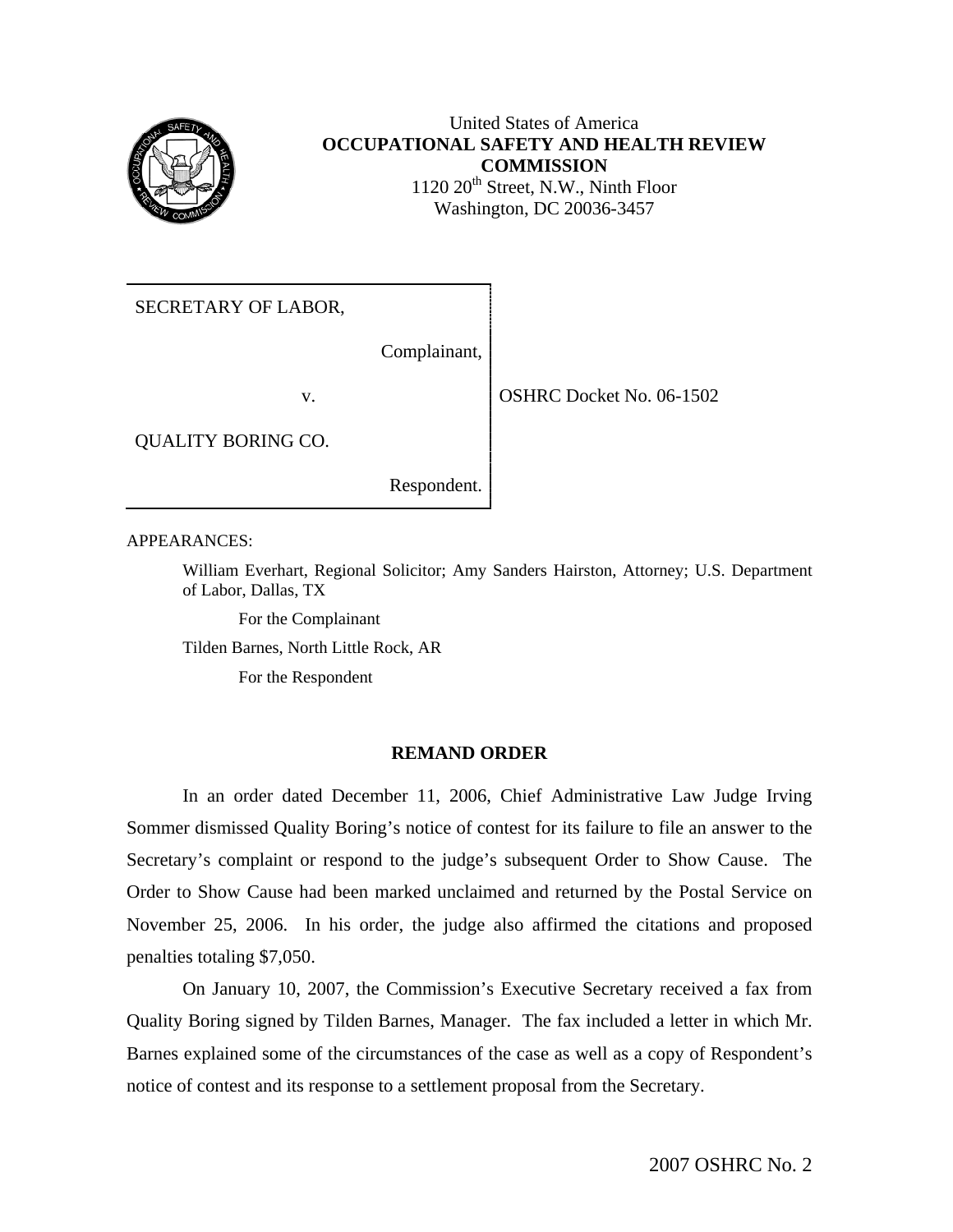United States of America
**OCCUPATIONAL SAFETY AND HEALTH REVIEW COMMISSION**
1120 20th Street, N.W., Ninth Floor
Washington, DC 20036-3457

| SECRETARY OF LABOR, Complainant, v. QUALITY BORING CO. Respondent. | OSHRC Docket No. 06-1502 |
|---|---|

APPEARANCES:

William Everhart, Regional Solicitor; Amy Sanders Hairston, Attorney; U.S. Department of Labor, Dallas, TX

For the Complainant

Tilden Barnes, North Little Rock, AR

For the Respondent

## REMAND ORDER

In an order dated December 11, 2006, Chief Administrative Law Judge Irving Sommer dismissed Quality Boring's notice of contest for its failure to file an answer to the Secretary's complaint or respond to the judge's subsequent Order to Show Cause. The Order to Show Cause had been marked unclaimed and returned by the Postal Service on November 25, 2006. In his order, the judge also affirmed the citations and proposed penalties totaling $7,050.

On January 10, 2007, the Commission's Executive Secretary received a fax from Quality Boring signed by Tilden Barnes, Manager. The fax included a letter in which Mr. Barnes explained some of the circumstances of the case as well as a copy of Respondent's notice of contest and its response to a settlement proposal from the Secretary.

2007 OSHRC No. 2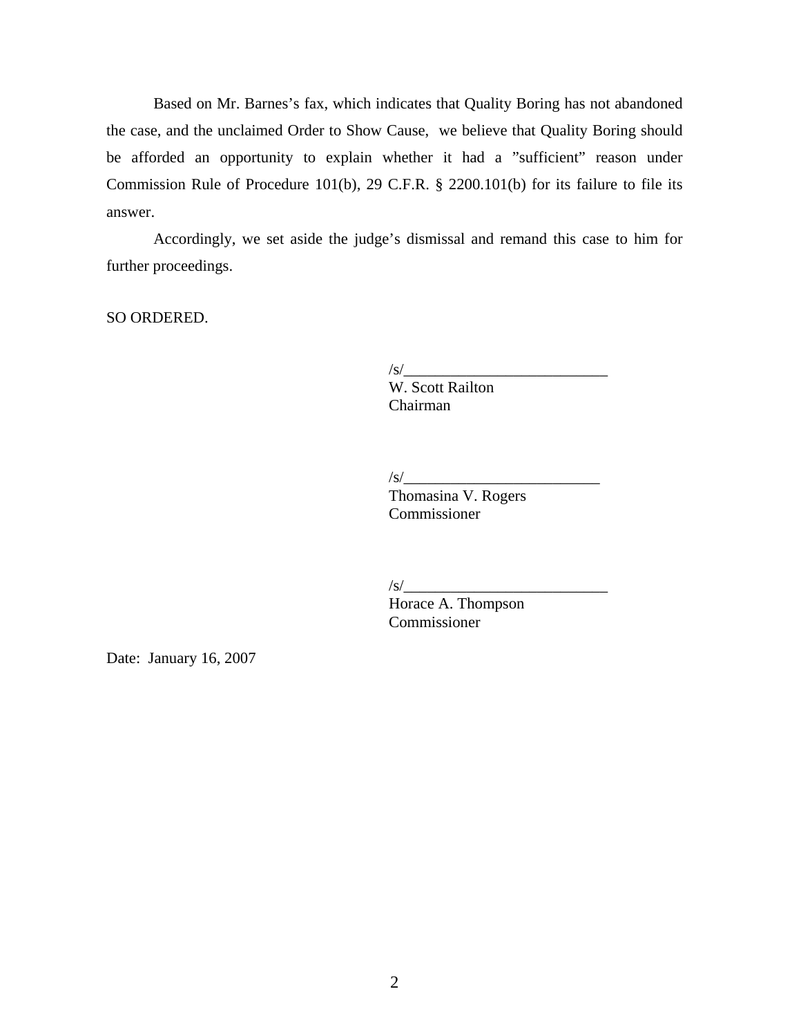Based on Mr. Barnes's fax, which indicates that Quality Boring has not abandoned the case, and the unclaimed Order to Show Cause, we believe that Quality Boring should be afforded an opportunity to explain whether it had a "sufficient" reason under Commission Rule of Procedure 101(b), 29 C.F.R. § 2200.101(b) for its failure to file its answer.

Accordingly, we set aside the judge's dismissal and remand this case to him for further proceedings.

SO ORDERED.

/s/___________________________
W. Scott Railton
Chairman

/s/__________________________
Thomasina V. Rogers
Commissioner

/s/___________________________
Horace A. Thompson
Commissioner

Date: January 16, 2007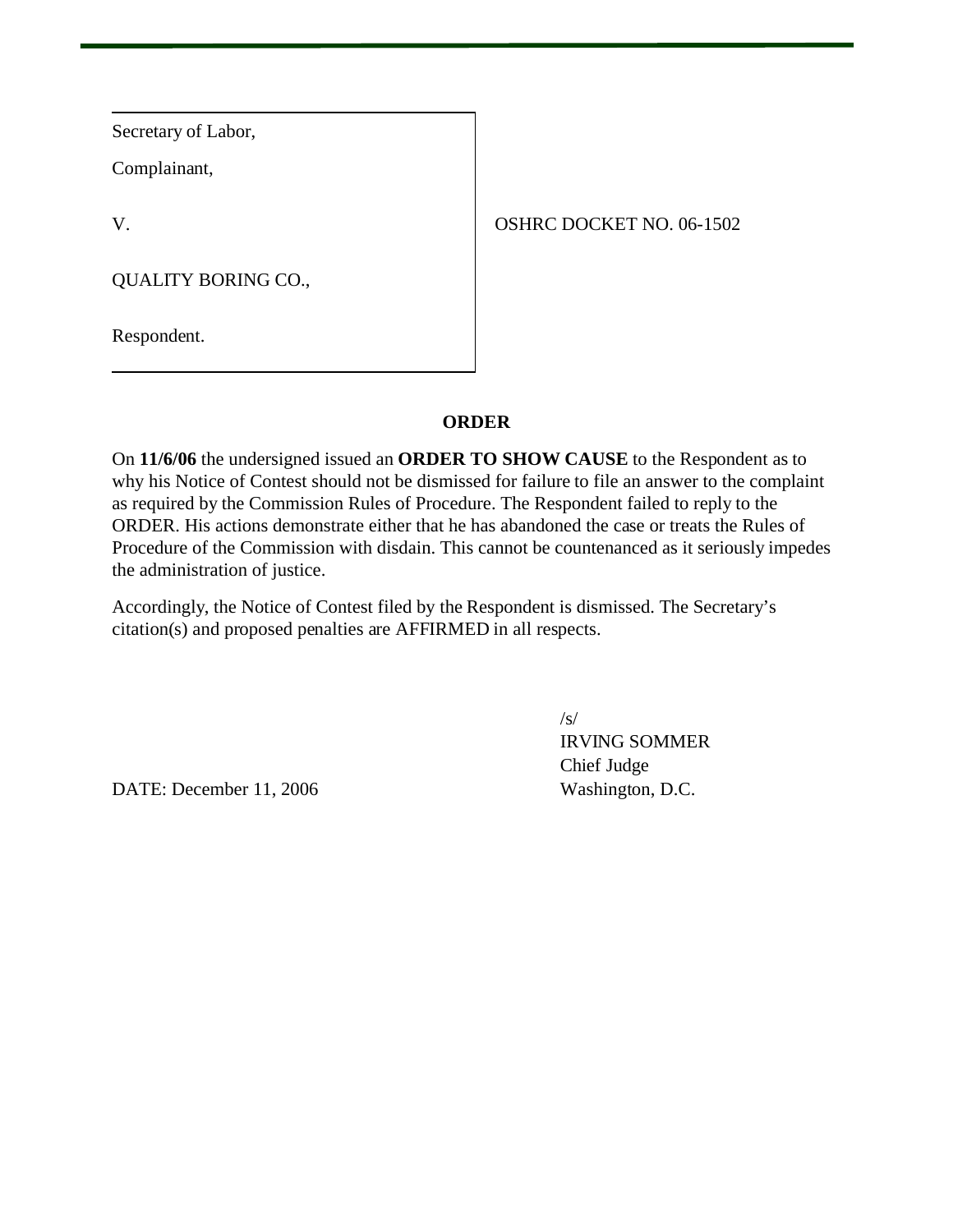Secretary of Labor,

Complainant,

V.

QUALITY BORING CO.,

Respondent.

OSHRC DOCKET NO. 06-1502

## ORDER

On **11/6/06** the undersigned issued an **ORDER TO SHOW CAUSE** to the Respondent as to why his Notice of Contest should not be dismissed for failure to file an answer to the complaint as required by the Commission Rules of Procedure. The Respondent failed to reply to the ORDER. His actions demonstrate either that he has abandoned the case or treats the Rules of Procedure of the Commission with disdain. This cannot be countenanced as it seriously impedes the administration of justice.

Accordingly, the Notice of Contest filed by the Respondent is dismissed. The Secretary's citation(s) and proposed penalties are AFFIRMED in all respects.

/s/
IRVING SOMMER
Chief Judge
Washington, D.C.

DATE: December 11, 2006